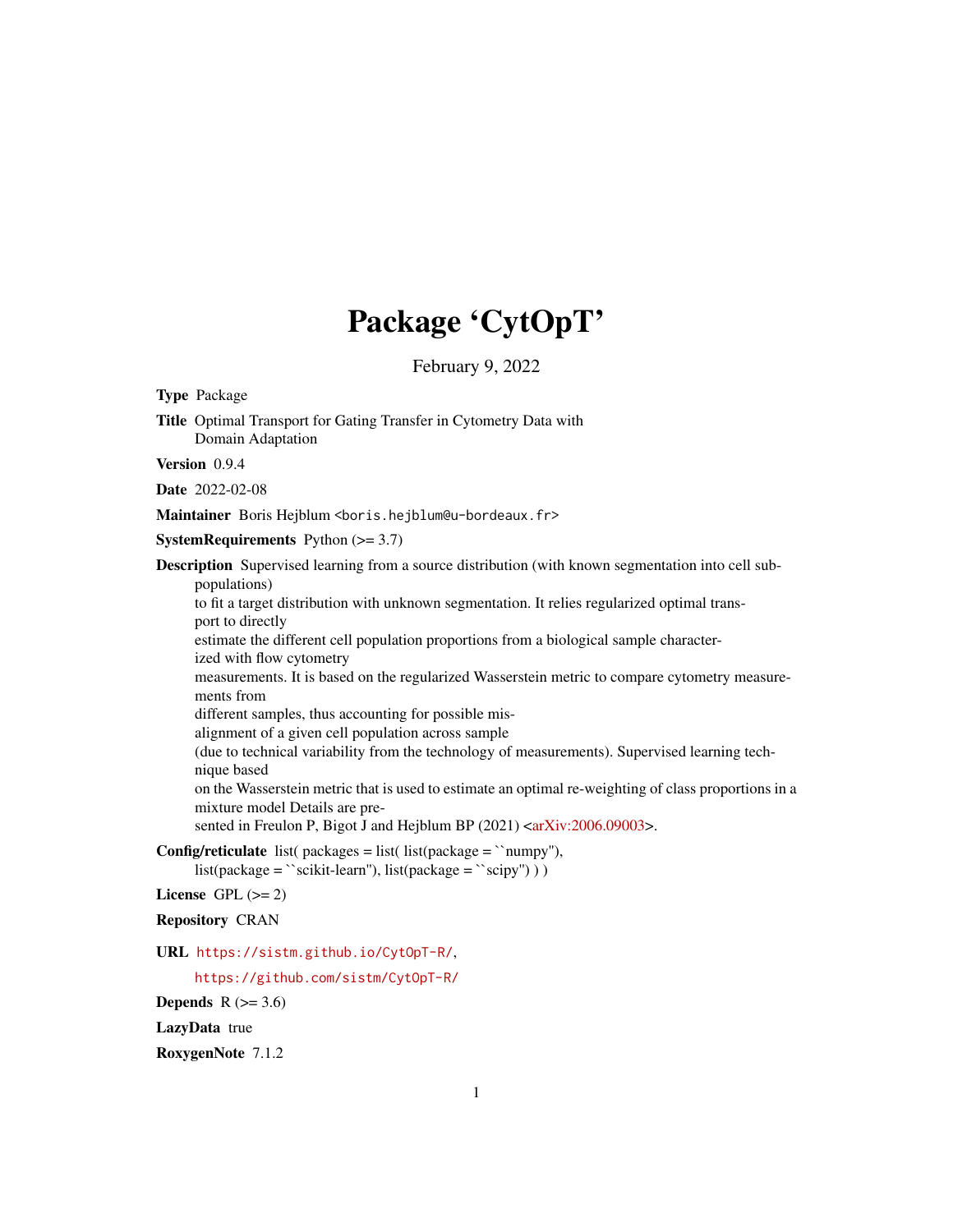# Package 'CytOpT'

February 9, 2022

**Type** Package

**Title** Optimal Transport for Gating Transfer in Cytometry Data with Domain Adaptation

**Version** 0.9.4

**Date** 2022-02-08

**Maintainer** Boris Hejblum <boris.hejblum@u-bordeaux.fr>

**SystemRequirements** Python (>= 3.7)

**Description** Supervised learning from a source distribution (with known segmentation into cell sub-populations)
to fit a target distribution with unknown segmentation. It relies regularized optimal transport to directly
estimate the different cell population proportions from a biological sample characterized with flow cytometry
measurements. It is based on the regularized Wasserstein metric to compare cytometry measurements from
different samples, thus accounting for possible misalignment of a given cell population across sample
(due to technical variability from the technology of measurements). Supervised learning technique based
on the Wasserstein metric that is used to estimate an optimal re-weighting of class proportions in a mixture model Details are presented in Freulon P, Bigot J and Hejblum BP (2021) <arXiv:2006.09003>.

**Config/reticulate** list( packages = list( list(package = ``numpy''), list(package = ``scikit-learn''), list(package = ``scipy'') ) )

**License** GPL (>= 2)

**Repository** CRAN

**URL** https://sistm.github.io/CytOpT-R/,
https://github.com/sistm/CytOpT-R/

**Depends** R (>= 3.6)

**LazyData** true

**RoxygenNote** 7.1.2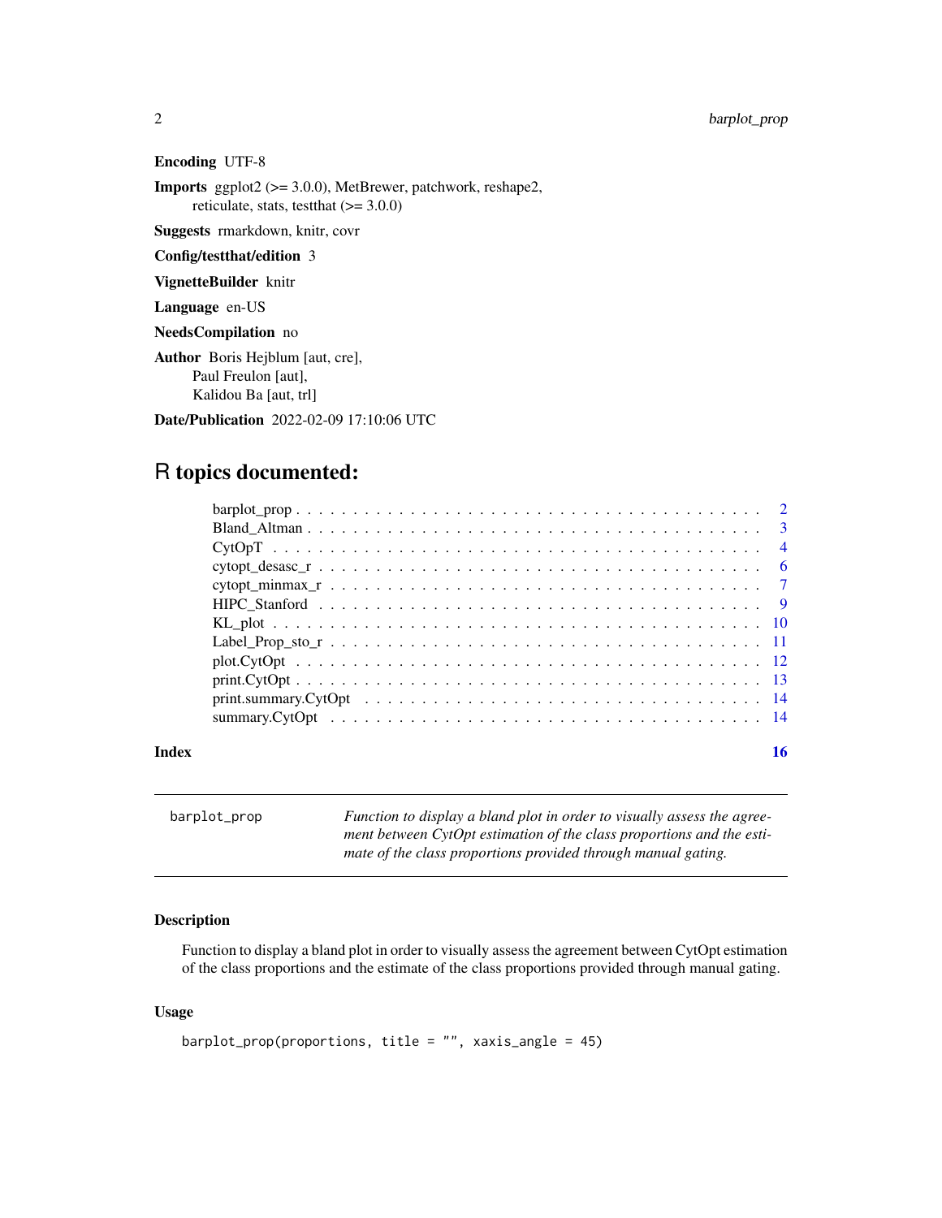**Encoding** UTF-8

**Imports** ggplot2 (>= 3.0.0), MetBrewer, patchwork, reshape2, reticulate, stats, testthat (>= 3.0.0)

**Suggests** rmarkdown, knitr, covr

**Config/testthat/edition** 3

**VignetteBuilder** knitr

**Language** en-US

**NeedsCompilation** no

**Author** Boris Hejblum [aut, cre], Paul Freulon [aut], Kalidou Ba [aut, trl]

**Date/Publication** 2022-02-09 17:10:06 UTC

# R topics documented:

| | |
|---|---|
| barplot_prop | 2 |
| Bland_Altman | 3 |
| CytOpT | 4 |
| cytopt_desasc_r | 6 |
| cytopt_minmax_r | 7 |
| HIPC_Stanford | 9 |
| KL_plot | 10 |
| Label_Prop_sto_r | 11 |
| plot.CytOpt | 12 |
| print.CytOpt | 13 |
| print.summary.CytOpt | 14 |
| summary.CytOpt | 14 |
| **Index** | **16** |

---

`barplot_prop` *Function to display a bland plot in order to visually assess the agreement between CytOpt estimation of the class proportions and the estimate of the class proportions provided through manual gating.*

---

## Description

Function to display a bland plot in order to visually assess the agreement between CytOpt estimation of the class proportions and the estimate of the class proportions provided through manual gating.

## Usage

```
barplot_prop(proportions, title = "", xaxis_angle = 45)
```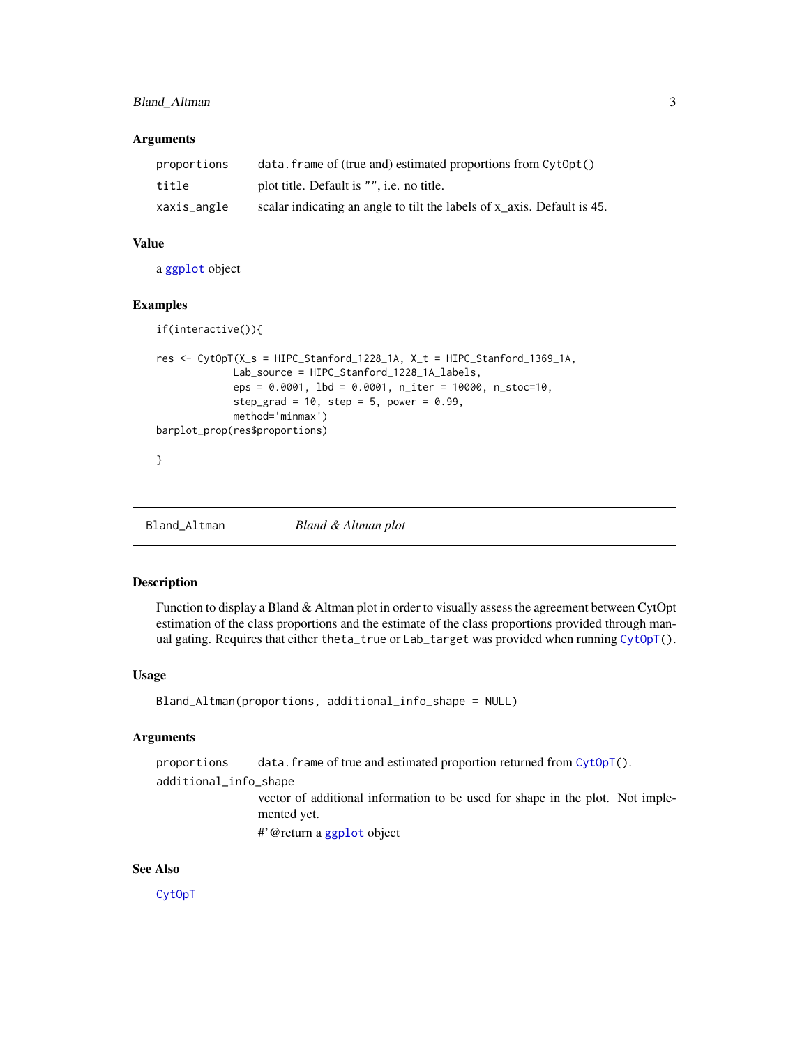### Arguments

| | |
|---|---|
| proportions | data.frame of (true and) estimated proportions from CytOpt() |
| title | plot title. Default is "", i.e. no title. |
| xaxis_angle | scalar indicating an angle to tilt the labels of x_axis. Default is 45. |

### Value

a ggplot object

### Examples

```
if(interactive()){

res <- CytOpT(X_s = HIPC_Stanford_1228_1A, X_t = HIPC_Stanford_1369_1A,
             Lab_source = HIPC_Stanford_1228_1A_labels,
             eps = 0.0001, lbd = 0.0001, n_iter = 10000, n_stoc=10,
             step_grad = 10, step = 5, power = 0.99,
             method='minmax')
barplot_prop(res$proportions)

}
```

---

## Bland_Altman *Bland & Altman plot*

---

### Description

Function to display a Bland & Altman plot in order to visually assess the agreement between CytOpt estimation of the class proportions and the estimate of the class proportions provided through manual gating. Requires that either theta_true or Lab_target was provided when running CytOpT().

### Usage

```
Bland_Altman(proportions, additional_info_shape = NULL)
```

### Arguments

proportions
: data.frame of true and estimated proportion returned from CytOpT().

additional_info_shape
: vector of additional information to be used for shape in the plot. Not implemented yet.

  #' @return a ggplot object

### See Also

CytOpT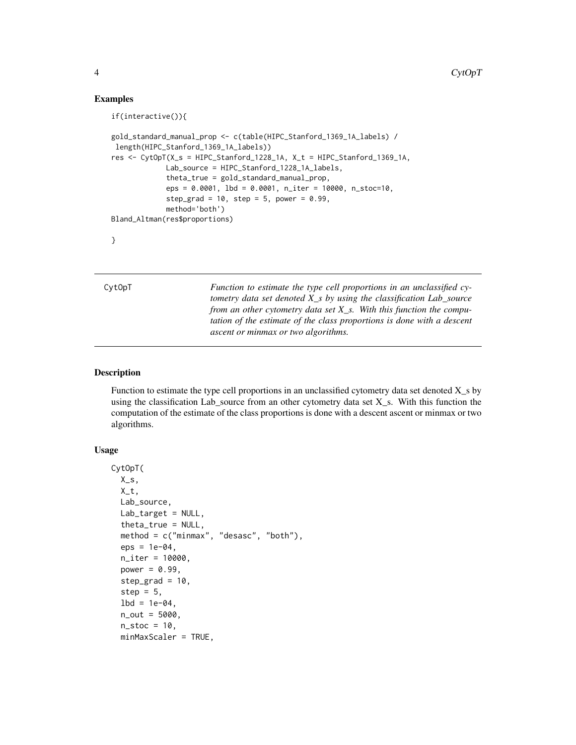## Examples

```
if(interactive()){

gold_standard_manual_prop <- c(table(HIPC_Stanford_1369_1A_labels) /
 length(HIPC_Stanford_1369_1A_labels))
res <- CytOpT(X_s = HIPC_Stanford_1228_1A, X_t = HIPC_Stanford_1369_1A,
             Lab_source = HIPC_Stanford_1228_1A_labels,
             theta_true = gold_standard_manual_prop,
             eps = 0.0001, lbd = 0.0001, n_iter = 10000, n_stoc=10,
             step_grad = 10, step = 5, power = 0.99,
             method='both')
Bland_Altman(res$proportions)

}
```

---

| CytOpT | *Function to estimate the type cell proportions in an unclassified cytometry data set denoted X_s by using the classification Lab_source from an other cytometry data set X_s. With this function the computation of the estimate of the class proportions is done with a descent ascent or minmax or two algorithms.* |
|---|---|

## Description

Function to estimate the type cell proportions in an unclassified cytometry data set denoted X_s by using the classification Lab_source from an other cytometry data set X_s. With this function the computation of the estimate of the class proportions is done with a descent ascent or minmax or two algorithms.

## Usage

```
CytOpT(
  X_s,
  X_t,
  Lab_source,
  Lab_target = NULL,
  theta_true = NULL,
  method = c("minmax", "desasc", "both"),
  eps = 1e-04,
  n_iter = 10000,
  power = 0.99,
  step_grad = 10,
  step = 5,
  lbd = 1e-04,
  n_out = 5000,
  n_stoc = 10,
  minMaxScaler = TRUE,
```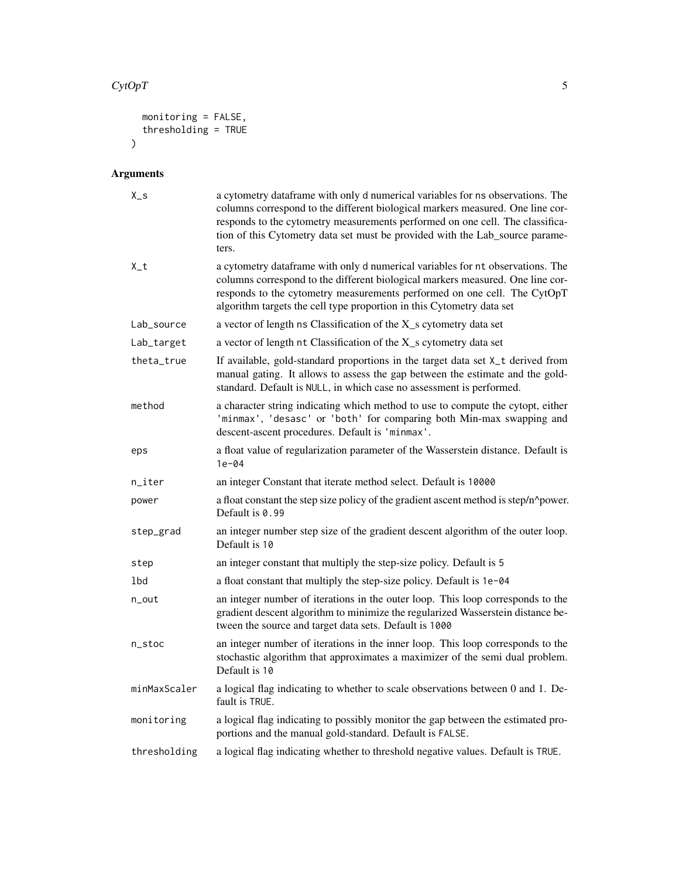```
  monitoring = FALSE,
  thresholding = TRUE
)
```

## Arguments

| | |
|---|---|
| `X_s` | a cytometry dataframe with only `d` numerical variables for `ns` observations. The columns correspond to the different biological markers measured. One line corresponds to the cytometry measurements performed on one cell. The classification of this Cytometry data set must be provided with the Lab_source parameters. |
| `X_t` | a cytometry dataframe with only `d` numerical variables for `nt` observations. The columns correspond to the different biological markers measured. One line corresponds to the cytometry measurements performed on one cell. The CytOpT algorithm targets the cell type proportion in this Cytometry data set |
| `Lab_source` | a vector of length `ns` Classification of the X_s cytometry data set |
| `Lab_target` | a vector of length `nt` Classification of the X_s cytometry data set |
| `theta_true` | If available, gold-standard proportions in the target data set `X_t` derived from manual gating. It allows to assess the gap between the estimate and the gold-standard. Default is `NULL`, in which case no assessment is performed. |
| `method` | a character string indicating which method to use to compute the cytopt, either `'minmax'`, `'desasc'` or `'both'` for comparing both Min-max swapping and descent-ascent procedures. Default is `'minmax'`. |
| `eps` | a float value of regularization parameter of the Wasserstein distance. Default is `1e-04` |
| `n_iter` | an integer Constant that iterate method select. Default is `10000` |
| `power` | a float constant the step size policy of the gradient ascent method is step/n^power. Default is `0.99` |
| `step_grad` | an integer number step size of the gradient descent algorithm of the outer loop. Default is `10` |
| `step` | an integer constant that multiply the step-size policy. Default is `5` |
| `lbd` | a float constant that multiply the step-size policy. Default is `1e-04` |
| `n_out` | an integer number of iterations in the outer loop. This loop corresponds to the gradient descent algorithm to minimize the regularized Wasserstein distance between the source and target data sets. Default is `1000` |
| `n_stoc` | an integer number of iterations in the inner loop. This loop corresponds to the stochastic algorithm that approximates a maximizer of the semi dual problem. Default is `10` |
| `minMaxScaler` | a logical flag indicating to whether to scale observations between 0 and 1. Default is `TRUE`. |
| `monitoring` | a logical flag indicating to possibly monitor the gap between the estimated proportions and the manual gold-standard. Default is `FALSE`. |
| `thresholding` | a logical flag indicating whether to threshold negative values. Default is `TRUE`. |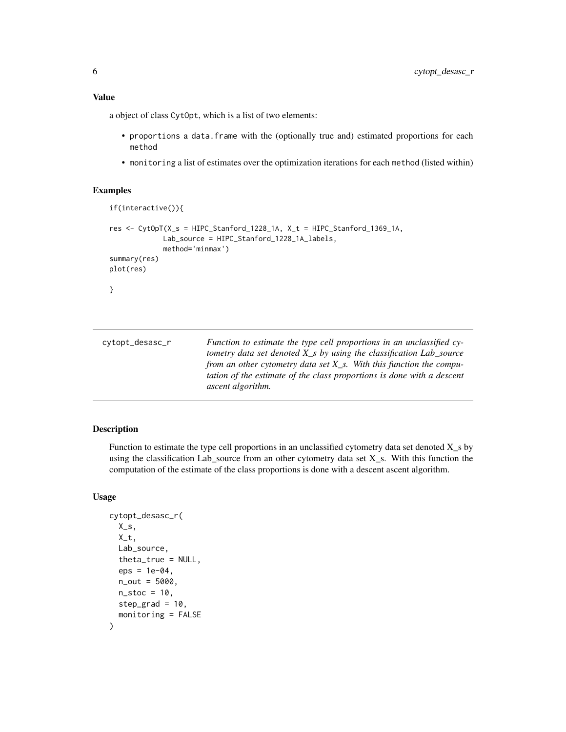## Value

a object of class `CytOpt`, which is a list of two elements:

- `proportions` a `data.frame` with the (optionally true and) estimated proportions for each `method`
- `monitoring` a list of estimates over the optimization iterations for each `method` (listed within)

## Examples

```
if(interactive()){

res <- CytOpT(X_s = HIPC_Stanford_1228_1A, X_t = HIPC_Stanford_1369_1A,
             Lab_source = HIPC_Stanford_1228_1A_labels,
             method='minmax')
summary(res)
plot(res)

}
```

---

`cytopt_desasc_r` *Function to estimate the type cell proportions in an unclassified cytometry data set denoted X_s by using the classification Lab_source from an other cytometry data set X_s. With this function the computation of the estimate of the class proportions is done with a descent ascent algorithm.*

---

## Description

Function to estimate the type cell proportions in an unclassified cytometry data set denoted X_s by using the classification Lab_source from an other cytometry data set X_s. With this function the computation of the estimate of the class proportions is done with a descent ascent algorithm.

## Usage

```
cytopt_desasc_r(
  X_s,
  X_t,
  Lab_source,
  theta_true = NULL,
  eps = 1e-04,
  n_out = 5000,
  n_stoc = 10,
  step_grad = 10,
  monitoring = FALSE
)
```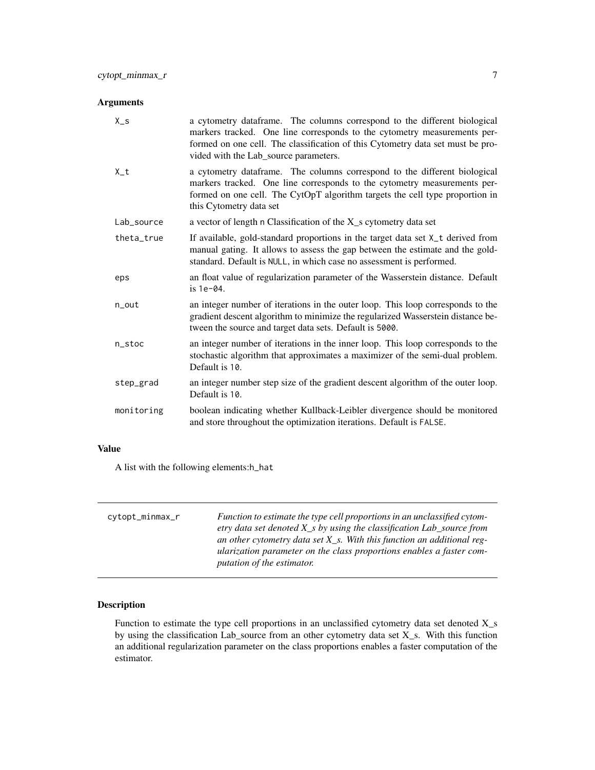## Arguments

| | |
|---|---|
| `X_s` | a cytometry dataframe. The columns correspond to the different biological markers tracked. One line corresponds to the cytometry measurements performed on one cell. The classification of this Cytometry data set must be provided with the Lab_source parameters. |
| `X_t` | a cytometry dataframe. The columns correspond to the different biological markers tracked. One line corresponds to the cytometry measurements performed on one cell. The CytOpT algorithm targets the cell type proportion in this Cytometry data set |
| `Lab_source` | a vector of length `n` Classification of the X_s cytometry data set |
| `theta_true` | If available, gold-standard proportions in the target data set `X_t` derived from manual gating. It allows to assess the gap between the estimate and the gold-standard. Default is `NULL`, in which case no assessment is performed. |
| `eps` | an float value of regularization parameter of the Wasserstein distance. Default is `1e-04`. |
| `n_out` | an integer number of iterations in the outer loop. This loop corresponds to the gradient descent algorithm to minimize the regularized Wasserstein distance between the source and target data sets. Default is `5000`. |
| `n_stoc` | an integer number of iterations in the inner loop. This loop corresponds to the stochastic algorithm that approximates a maximizer of the semi-dual problem. Default is `10`. |
| `step_grad` | an integer number step size of the gradient descent algorithm of the outer loop. Default is `10`. |
| `monitoring` | boolean indicating whether Kullback-Leibler divergence should be monitored and store throughout the optimization iterations. Default is `FALSE`. |

## Value

A list with the following elements:`h_hat`

---

`cytopt_minmax_r` *Function to estimate the type cell proportions in an unclassified cytometry data set denoted X_s by using the classification Lab_source from an other cytometry data set X_s. With this function an additional regularization parameter on the class proportions enables a faster computation of the estimator.*

---

## Description

Function to estimate the type cell proportions in an unclassified cytometry data set denoted X_s by using the classification Lab_source from an other cytometry data set X_s. With this function an additional regularization parameter on the class proportions enables a faster computation of the estimator.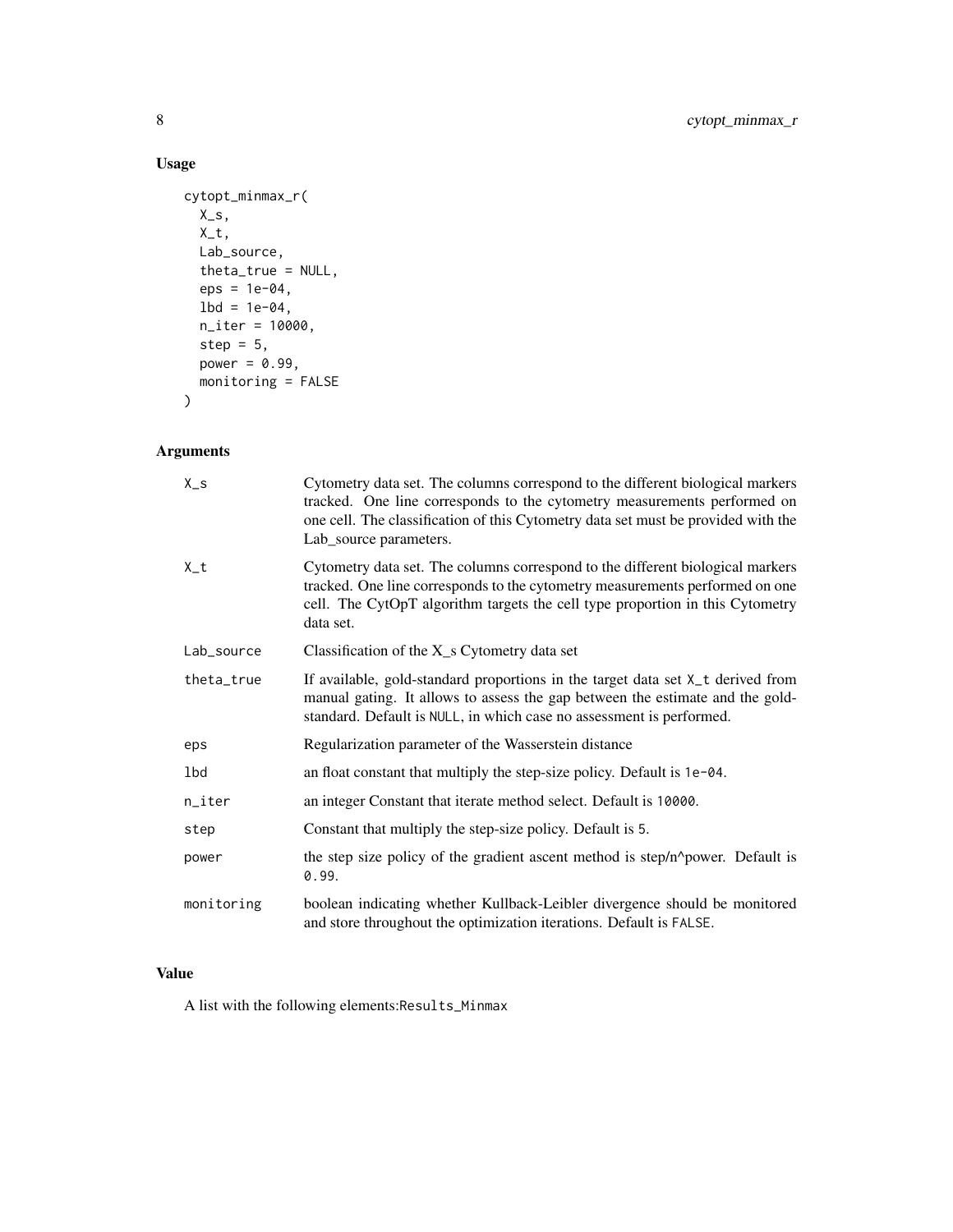### Usage

```
cytopt_minmax_r(
  X_s,
  X_t,
  Lab_source,
  theta_true = NULL,
  eps = 1e-04,
  lbd = 1e-04,
  n_iter = 10000,
  step = 5,
  power = 0.99,
  monitoring = FALSE
)
```

### Arguments

| | |
|---|---|
| X_s | Cytometry data set. The columns correspond to the different biological markers tracked. One line corresponds to the cytometry measurements performed on one cell. The classification of this Cytometry data set must be provided with the Lab_source parameters. |
| X_t | Cytometry data set. The columns correspond to the different biological markers tracked. One line corresponds to the cytometry measurements performed on one cell. The CytOpT algorithm targets the cell type proportion in this Cytometry data set. |
| Lab_source | Classification of the X_s Cytometry data set |
| theta_true | If available, gold-standard proportions in the target data set X_t derived from manual gating. It allows to assess the gap between the estimate and the gold-standard. Default is NULL, in which case no assessment is performed. |
| eps | Regularization parameter of the Wasserstein distance |
| lbd | an float constant that multiply the step-size policy. Default is 1e-04. |
| n_iter | an integer Constant that iterate method select. Default is 10000. |
| step | Constant that multiply the step-size policy. Default is 5. |
| power | the step size policy of the gradient ascent method is step/n^power. Default is 0.99. |
| monitoring | boolean indicating whether Kullback-Leibler divergence should be monitored and store throughout the optimization iterations. Default is FALSE. |

### Value

A list with the following elements:Results_Minmax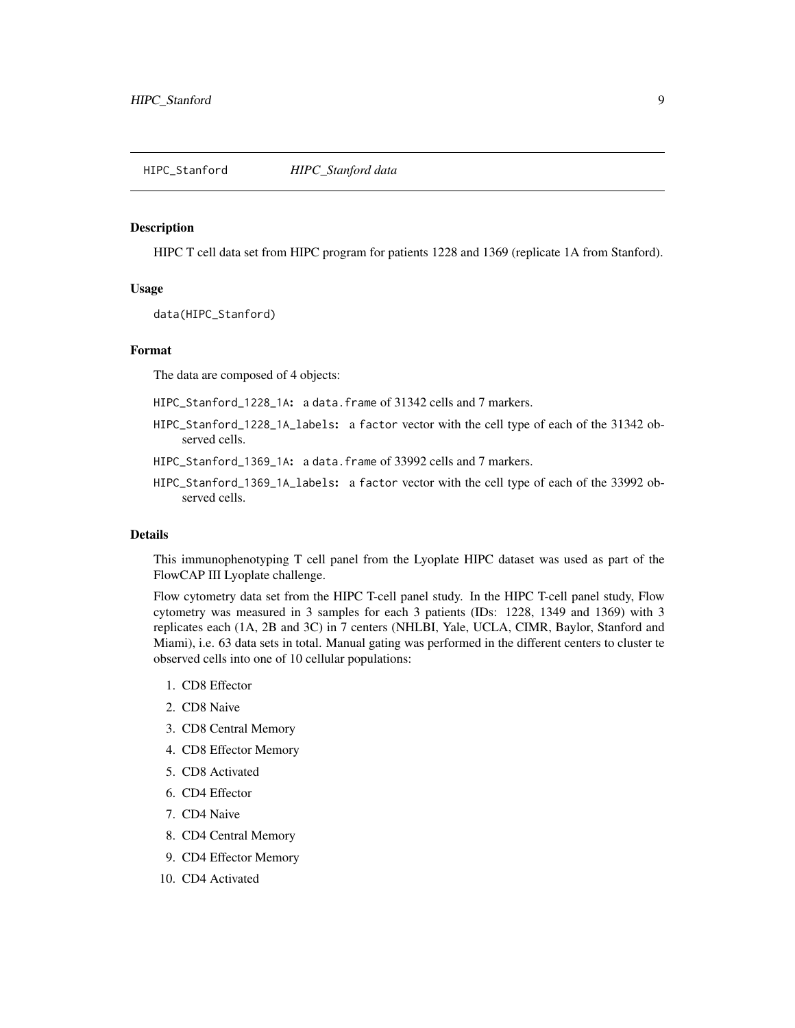HIPC_Stanford *HIPC_Stanford data*

## Description

HIPC T cell data set from HIPC program for patients 1228 and 1369 (replicate 1A from Stanford).

## Usage

```
data(HIPC_Stanford)
```

## Format

The data are composed of 4 objects:

**HIPC_Stanford_1228_1A:** a data.frame of 31342 cells and 7 markers.

**HIPC_Stanford_1228_1A_labels:** a factor vector with the cell type of each of the 31342 observed cells.

**HIPC_Stanford_1369_1A:** a data.frame of 33992 cells and 7 markers.

**HIPC_Stanford_1369_1A_labels:** a factor vector with the cell type of each of the 33992 observed cells.

## Details

This immunophenotyping T cell panel from the Lyoplate HIPC dataset was used as part of the FlowCAP III Lyoplate challenge.

Flow cytometry data set from the HIPC T-cell panel study. In the HIPC T-cell panel study, Flow cytometry was measured in 3 samples for each 3 patients (IDs: 1228, 1349 and 1369) with 3 replicates each (1A, 2B and 3C) in 7 centers (NHLBI, Yale, UCLA, CIMR, Baylor, Stanford and Miami), i.e. 63 data sets in total. Manual gating was performed in the different centers to cluster te observed cells into one of 10 cellular populations:

1. CD8 Effector
2. CD8 Naive
3. CD8 Central Memory
4. CD8 Effector Memory
5. CD8 Activated
6. CD4 Effector
7. CD4 Naive
8. CD4 Central Memory
9. CD4 Effector Memory
10. CD4 Activated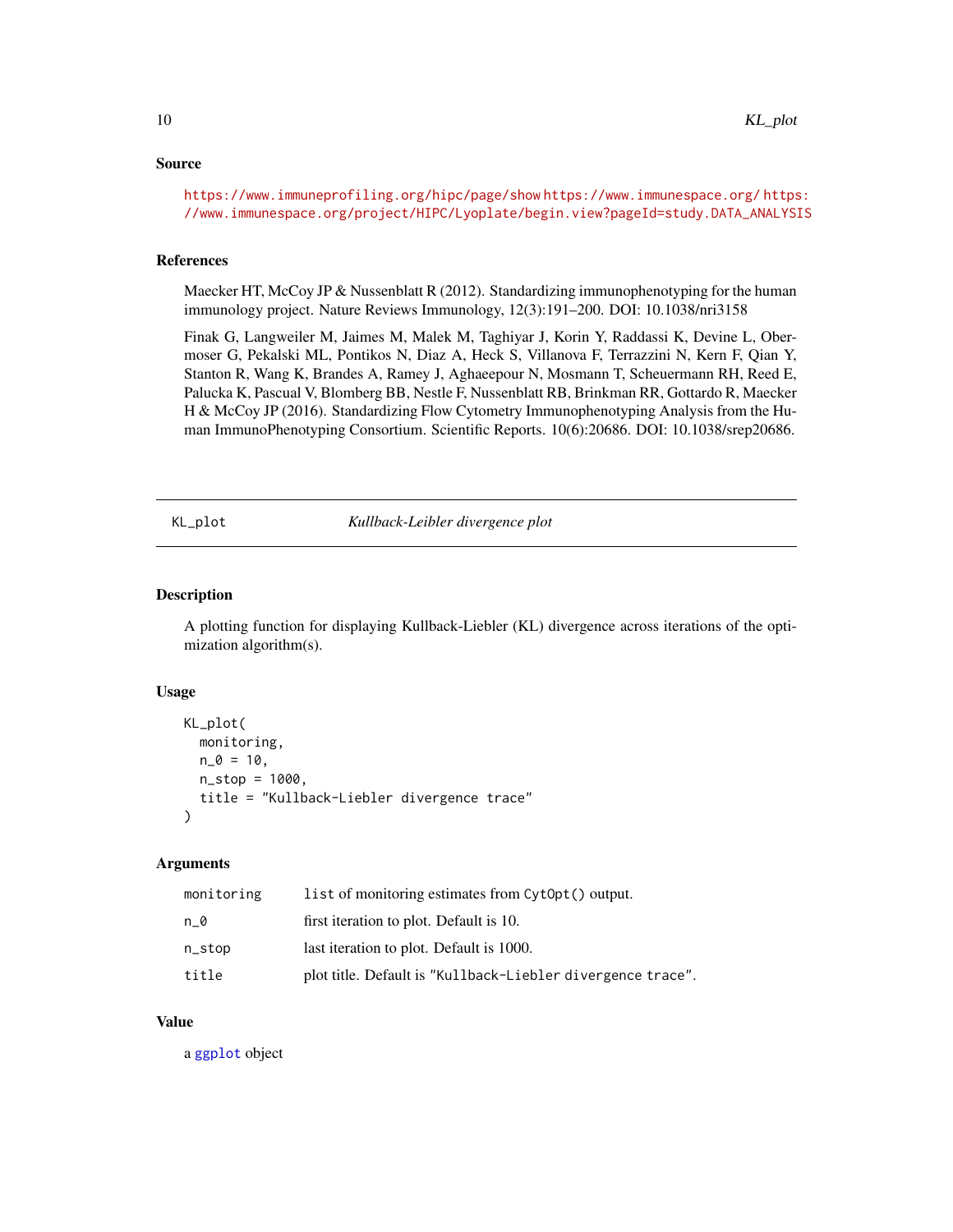### Source

https://www.immuneprofiling.org/hipc/page/show https://www.immunespace.org/ https://www.immunespace.org/project/HIPC/Lyoplate/begin.view?pageId=study.DATA_ANALYSIS

### References

Maecker HT, McCoy JP & Nussenblatt R (2012). Standardizing immunophenotyping for the human immunology project. Nature Reviews Immunology, 12(3):191–200. DOI: 10.1038/nri3158

Finak G, Langweiler M, Jaimes M, Malek M, Taghiyar J, Korin Y, Raddassi K, Devine L, Obermoser G, Pekalski ML, Pontikos N, Diaz A, Heck S, Villanova F, Terrazzini N, Kern F, Qian Y, Stanton R, Wang K, Brandes A, Ramey J, Aghaeepour N, Mosmann T, Scheuermann RH, Reed E, Palucka K, Pascual V, Blomberg BB, Nestle F, Nussenblatt RB, Brinkman RR, Gottardo R, Maecker H & McCoy JP (2016). Standardizing Flow Cytometry Immunophenotyping Analysis from the Human ImmunoPhenotyping Consortium. Scientific Reports. 10(6):20686. DOI: 10.1038/srep20686.

---

## KL_plot — *Kullback-Liebler divergence plot*

### Description

A plotting function for displaying Kullback-Liebler (KL) divergence across iterations of the optimization algorithm(s).

### Usage

```
KL_plot(
  monitoring,
  n_0 = 10,
  n_stop = 1000,
  title = "Kullback-Liebler divergence trace"
)
```

### Arguments

| | |
|---|---|
| monitoring | list of monitoring estimates from CytOpt() output. |
| n_0 | first iteration to plot. Default is 10. |
| n_stop | last iteration to plot. Default is 1000. |
| title | plot title. Default is "Kullback-Liebler divergence trace". |

### Value

a ggplot object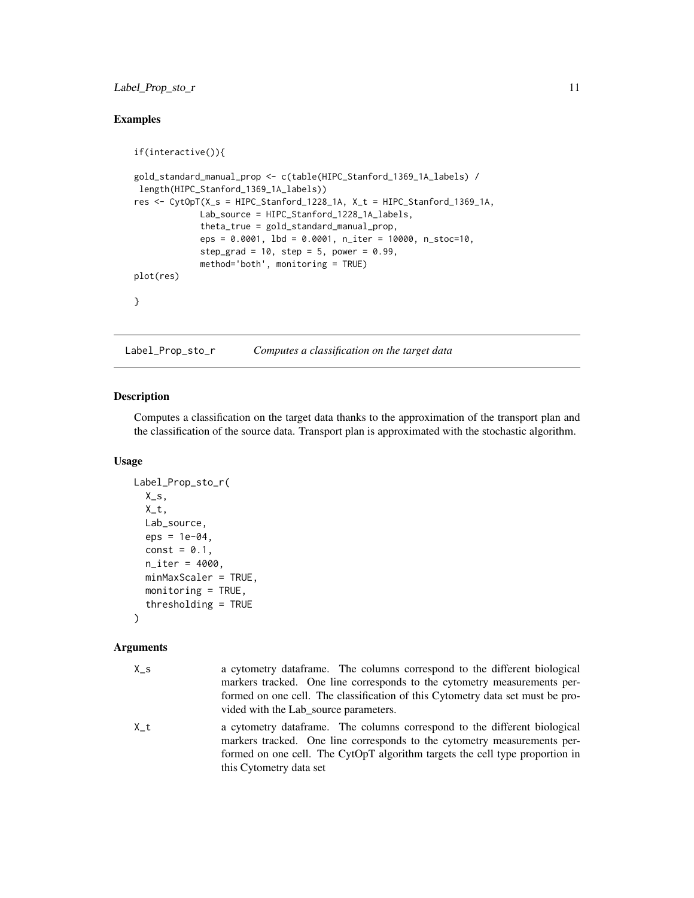## Examples

```
if(interactive()){

gold_standard_manual_prop <- c(table(HIPC_Stanford_1369_1A_labels) /
 length(HIPC_Stanford_1369_1A_labels))
res <- CytOpT(X_s = HIPC_Stanford_1228_1A, X_t = HIPC_Stanford_1369_1A,
             Lab_source = HIPC_Stanford_1228_1A_labels,
             theta_true = gold_standard_manual_prop,
             eps = 0.0001, lbd = 0.0001, n_iter = 10000, n_stoc=10,
             step_grad = 10, step = 5, power = 0.99,
             method='both', monitoring = TRUE)
plot(res)

}
```

---

# Label_Prop_sto_r    *Computes a classification on the target data*

---

## Description

Computes a classification on the target data thanks to the approximation of the transport plan and the classification of the source data. Transport plan is approximated with the stochastic algorithm.

## Usage

```
Label_Prop_sto_r(
  X_s,
  X_t,
  Lab_source,
  eps = 1e-04,
  const = 0.1,
  n_iter = 4000,
  minMaxScaler = TRUE,
  monitoring = TRUE,
  thresholding = TRUE
)
```

## Arguments

| | |
|---|---|
| X_s | a cytometry dataframe. The columns correspond to the different biological markers tracked. One line corresponds to the cytometry measurements performed on one cell. The classification of this Cytometry data set must be provided with the Lab_source parameters. |
| X_t | a cytometry dataframe. The columns correspond to the different biological markers tracked. One line corresponds to the cytometry measurements performed on one cell. The CytOpT algorithm targets the cell type proportion in this Cytometry data set |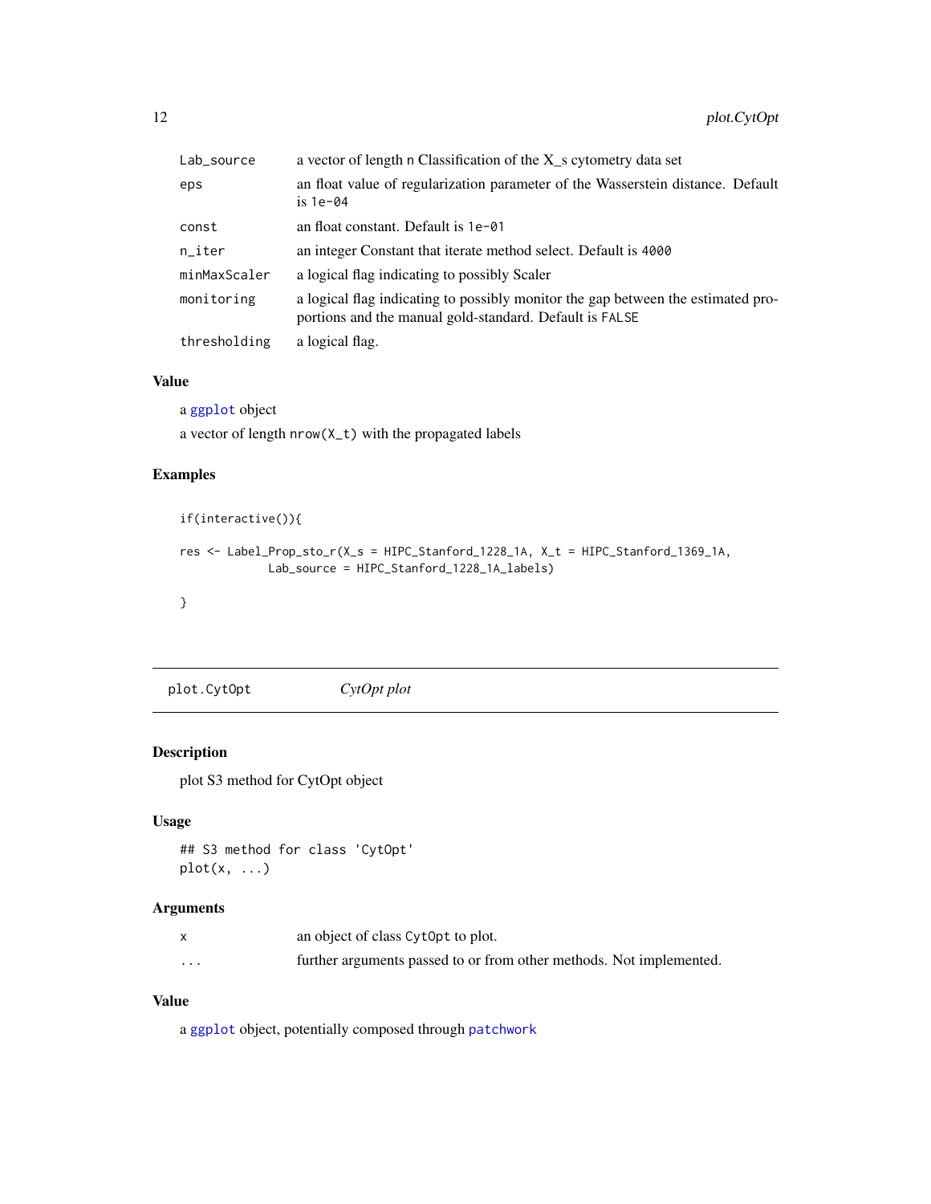| | |
|---|---|
| Lab_source | a vector of length n Classification of the X_s cytometry data set |
| eps | an float value of regularization parameter of the Wasserstein distance. Default is 1e-04 |
| const | an float constant. Default is 1e-01 |
| n_iter | an integer Constant that iterate method select. Default is 4000 |
| minMaxScaler | a logical flag indicating to possibly Scaler |
| monitoring | a logical flag indicating to possibly monitor the gap between the estimated proportions and the manual gold-standard. Default is FALSE |
| thresholding | a logical flag. |

### Value

a ggplot object

a vector of length nrow(X_t) with the propagated labels

### Examples

```
if(interactive()){

res <- Label_Prop_sto_r(X_s = HIPC_Stanford_1228_1A, X_t = HIPC_Stanford_1369_1A,
            Lab_source = HIPC_Stanford_1228_1A_labels)

}
```

---

## plot.CytOpt *CytOpt plot*

---

### Description

plot S3 method for CytOpt object

### Usage

```
## S3 method for class 'CytOpt'
plot(x, ...)
```

### Arguments

| | |
|---|---|
| x | an object of class CytOpt to plot. |
| ... | further arguments passed to or from other methods. Not implemented. |

### Value

a ggplot object, potentially composed through patchwork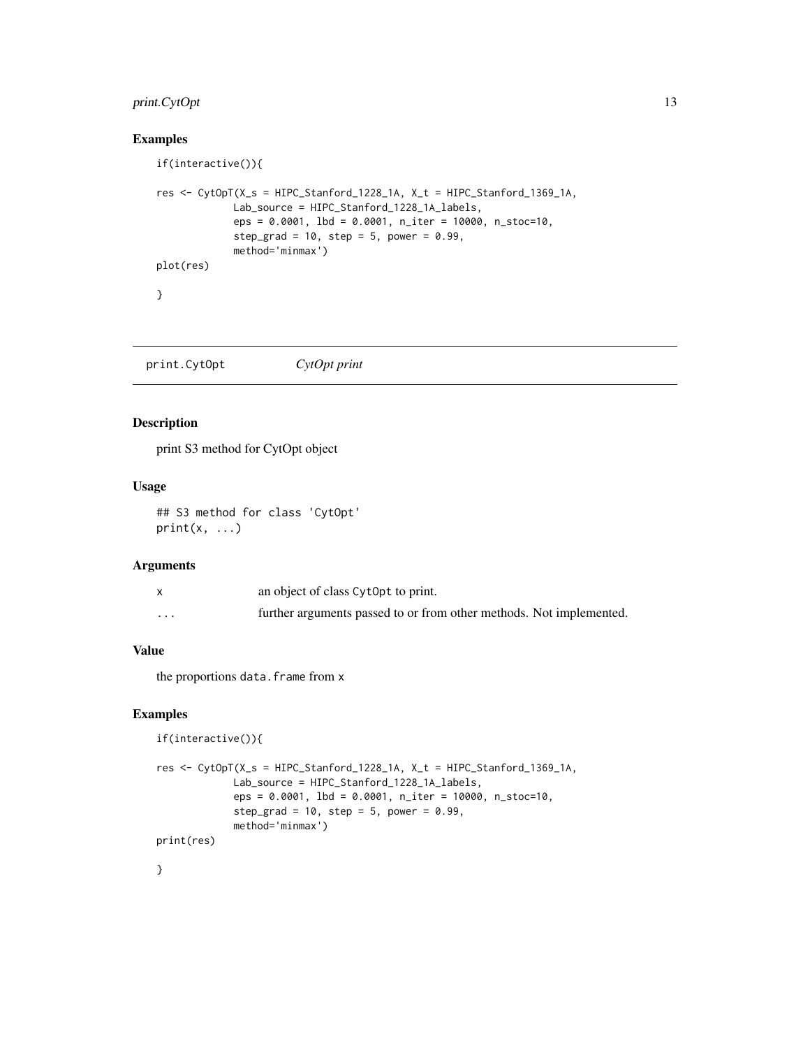### Examples

```
if(interactive()){

res <- CytOpT(X_s = HIPC_Stanford_1228_1A, X_t = HIPC_Stanford_1369_1A,
            Lab_source = HIPC_Stanford_1228_1A_labels,
            eps = 0.0001, lbd = 0.0001, n_iter = 10000, n_stoc=10,
            step_grad = 10, step = 5, power = 0.99,
            method='minmax')
plot(res)

}
```

---

## print.CytOpt *CytOpt print*

### Description

print S3 method for CytOpt object

### Usage

```
## S3 method for class 'CytOpt'
print(x, ...)
```

### Arguments

| | |
|---|---|
| x | an object of class `CytOpt` to print. |
| ... | further arguments passed to or from other methods. Not implemented. |

### Value

the proportions `data.frame` from `x`

### Examples

```
if(interactive()){

res <- CytOpT(X_s = HIPC_Stanford_1228_1A, X_t = HIPC_Stanford_1369_1A,
            Lab_source = HIPC_Stanford_1228_1A_labels,
            eps = 0.0001, lbd = 0.0001, n_iter = 10000, n_stoc=10,
            step_grad = 10, step = 5, power = 0.99,
            method='minmax')
print(res)

}
```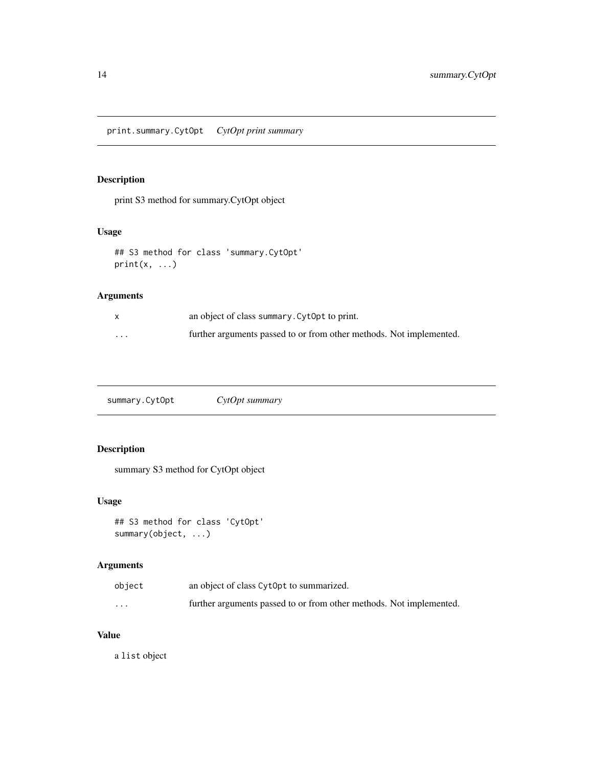## print.summary.CytOpt *CytOpt print summary*

### Description

print S3 method for summary.CytOpt object

### Usage

```
## S3 method for class 'summary.CytOpt'
print(x, ...)
```

### Arguments

| | |
|---|---|
| x | an object of class `summary.CytOpt` to print. |
| ... | further arguments passed to or from other methods. Not implemented. |

## summary.CytOpt *CytOpt summary*

### Description

summary S3 method for CytOpt object

### Usage

```
## S3 method for class 'CytOpt'
summary(object, ...)
```

### Arguments

| | |
|---|---|
| object | an object of class `CytOpt` to summarized. |
| ... | further arguments passed to or from other methods. Not implemented. |

### Value

a `list` object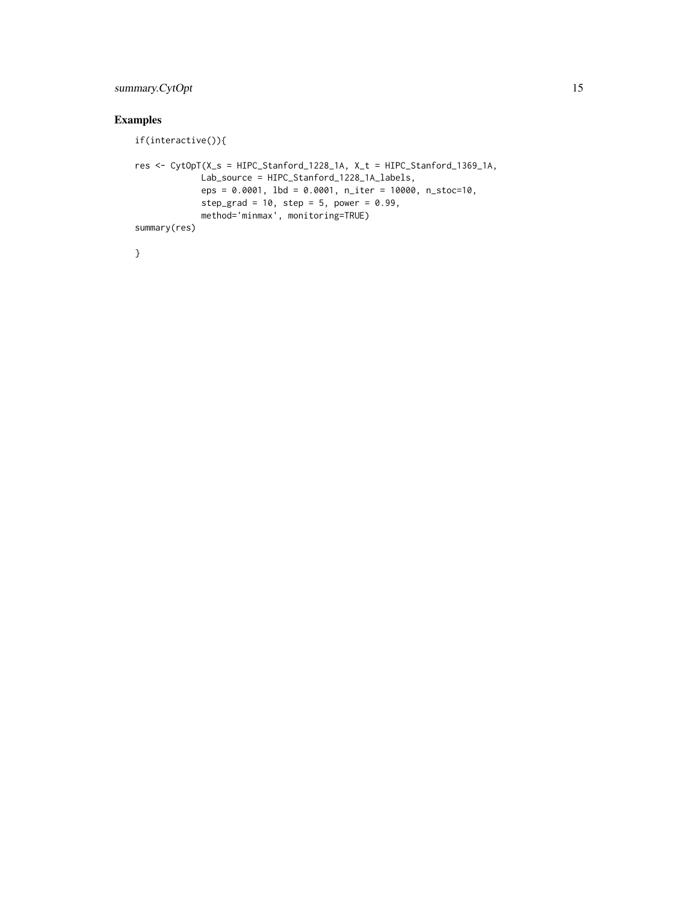## Examples

```
if(interactive()){

res <- CytOpT(X_s = HIPC_Stanford_1228_1A, X_t = HIPC_Stanford_1369_1A,
             Lab_source = HIPC_Stanford_1228_1A_labels,
             eps = 0.0001, lbd = 0.0001, n_iter = 10000, n_stoc=10,
             step_grad = 10, step = 5, power = 0.99,
             method='minmax', monitoring=TRUE)
summary(res)

}
```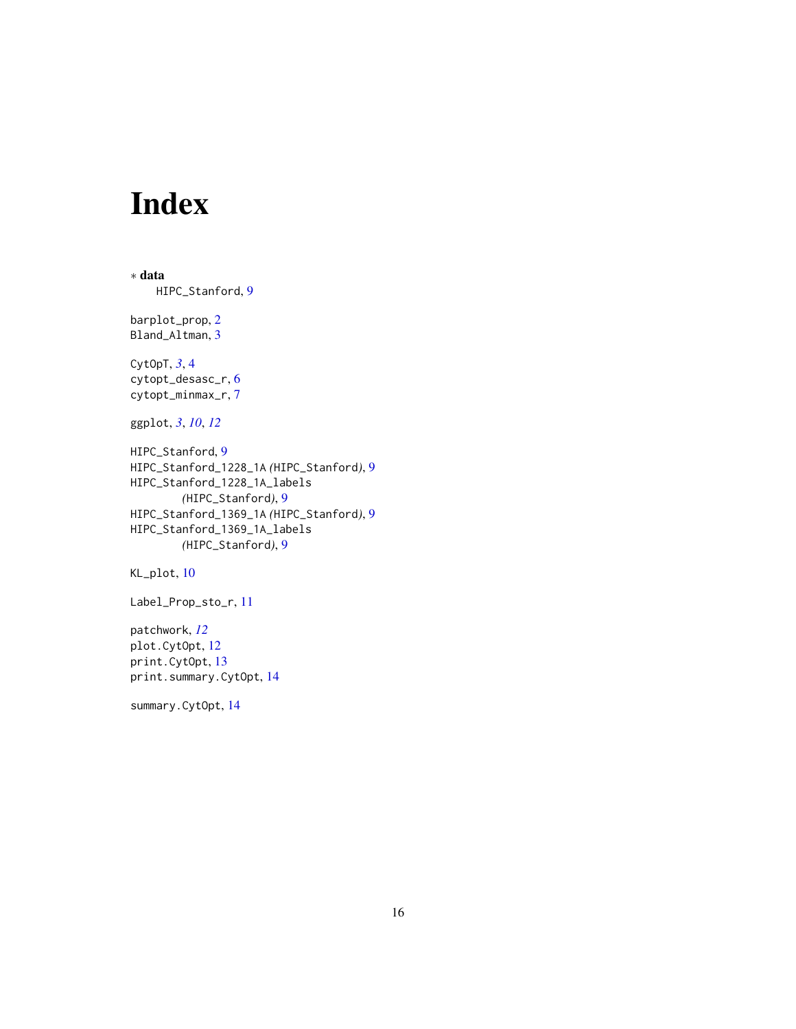# Index

* **data**
  HIPC_Stanford, 9

barplot_prop, 2
Bland_Altman, 3

CytOpT, *3*, 4
cytopt_desasc_r, 6
cytopt_minmax_r, 7

ggplot, *3*, *10*, *12*

HIPC_Stanford, 9
HIPC_Stanford_1228_1A *(*HIPC_Stanford*)*, 9
HIPC_Stanford_1228_1A_labels
    *(*HIPC_Stanford*)*, 9
HIPC_Stanford_1369_1A *(*HIPC_Stanford*)*, 9
HIPC_Stanford_1369_1A_labels
    *(*HIPC_Stanford*)*, 9

KL_plot, 10

Label_Prop_sto_r, 11

patchwork, *12*
plot.CytOpt, 12
print.CytOpt, 13
print.summary.CytOpt, 14

summary.CytOpt, 14